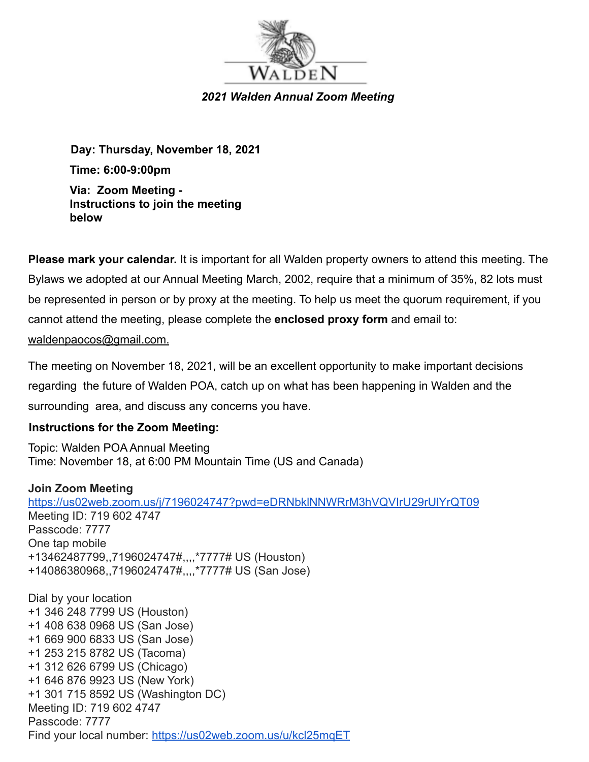WALDEN

***2021 Walden Annual Zoom Meeting***

**Day: Thursday, November 18, 2021**

**Time: 6:00-9:00pm**

**Via: Zoom Meeting - Instructions to join the meeting below**

**Please mark your calendar.** It is important for all Walden property owners to attend this meeting. The Bylaws we adopted at our Annual Meeting March, 2002, require that a minimum of 35%, 82 lots must be represented in person or by proxy at the meeting. To help us meet the quorum requirement, if you cannot attend the meeting, please complete the **enclosed proxy form** and email to: waldenpaocos@gmail.com.

The meeting on November 18, 2021, will be an excellent opportunity to make important decisions regarding the future of Walden POA, catch up on what has been happening in Walden and the surrounding area, and discuss any concerns you have.

**Instructions for the Zoom Meeting:**

Topic: Walden POA Annual Meeting
Time: November 18, at 6:00 PM Mountain Time (US and Canada)

**Join Zoom Meeting**
https://us02web.zoom.us/j/7196024747?pwd=eDRNbklNNWRrM3hVQVlrU29rUlYrQT09
Meeting ID: 719 602 4747
Passcode: 7777
One tap mobile
+13462487799,,7196024747#,,,,*7777# US (Houston)
+14086380968,,7196024747#,,,,*7777# US (San Jose)

Dial by your location
+1 346 248 7799 US (Houston)
+1 408 638 0968 US (San Jose)
+1 669 900 6833 US (San Jose)
+1 253 215 8782 US (Tacoma)
+1 312 626 6799 US (Chicago)
+1 646 876 9923 US (New York)
+1 301 715 8592 US (Washington DC)
Meeting ID: 719 602 4747
Passcode: 7777
Find your local number: https://us02web.zoom.us/u/kcl25mqET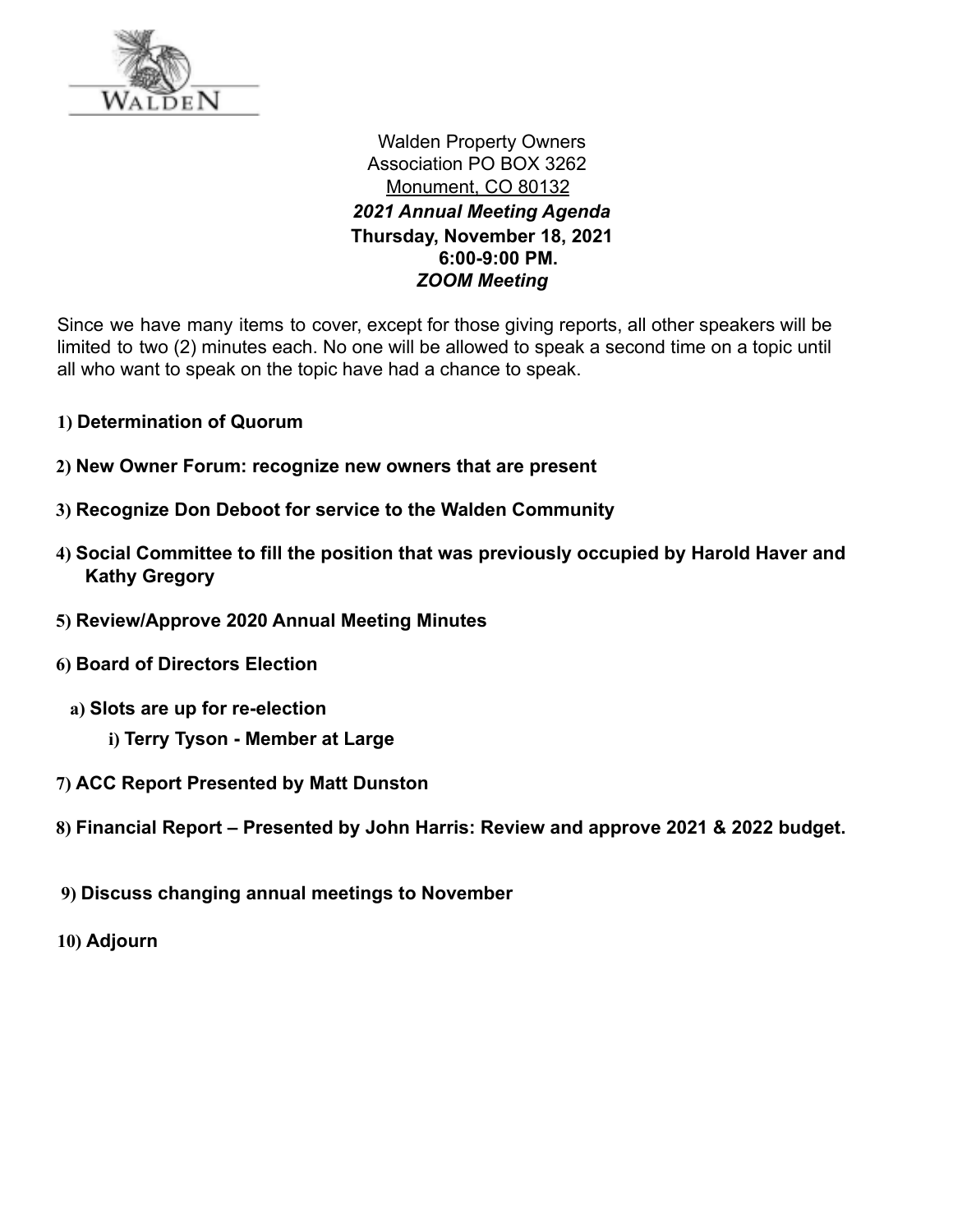Walden Property Owners Association PO BOX 3262
Monument, CO 80132

***2021 Annual Meeting Agenda***

**Thursday, November 18, 2021**

**6:00-9:00 PM.**

***ZOOM Meeting***

Since we have many items to cover, except for those giving reports, all other speakers will be limited to two (2) minutes each. No one will be allowed to speak a second time on a topic until all who want to speak on the topic have had a chance to speak.

1) **Determination of Quorum**

2) **New Owner Forum: recognize new owners that are present**

3) **Recognize Don Deboot for service to the Walden Community**

4) **Social Committee to fill the position that was previously occupied by Harold Haver and Kathy Gregory**

5) **Review/Approve 2020 Annual Meeting Minutes**

6) **Board of Directors Election**

   a) **Slots are up for re-election**

      i) **Terry Tyson - Member at Large**

7) **ACC Report Presented by Matt Dunston**

8) **Financial Report – Presented by John Harris: Review and approve 2021 & 2022 budget.**

9) **Discuss changing annual meetings to November**

10) **Adjourn**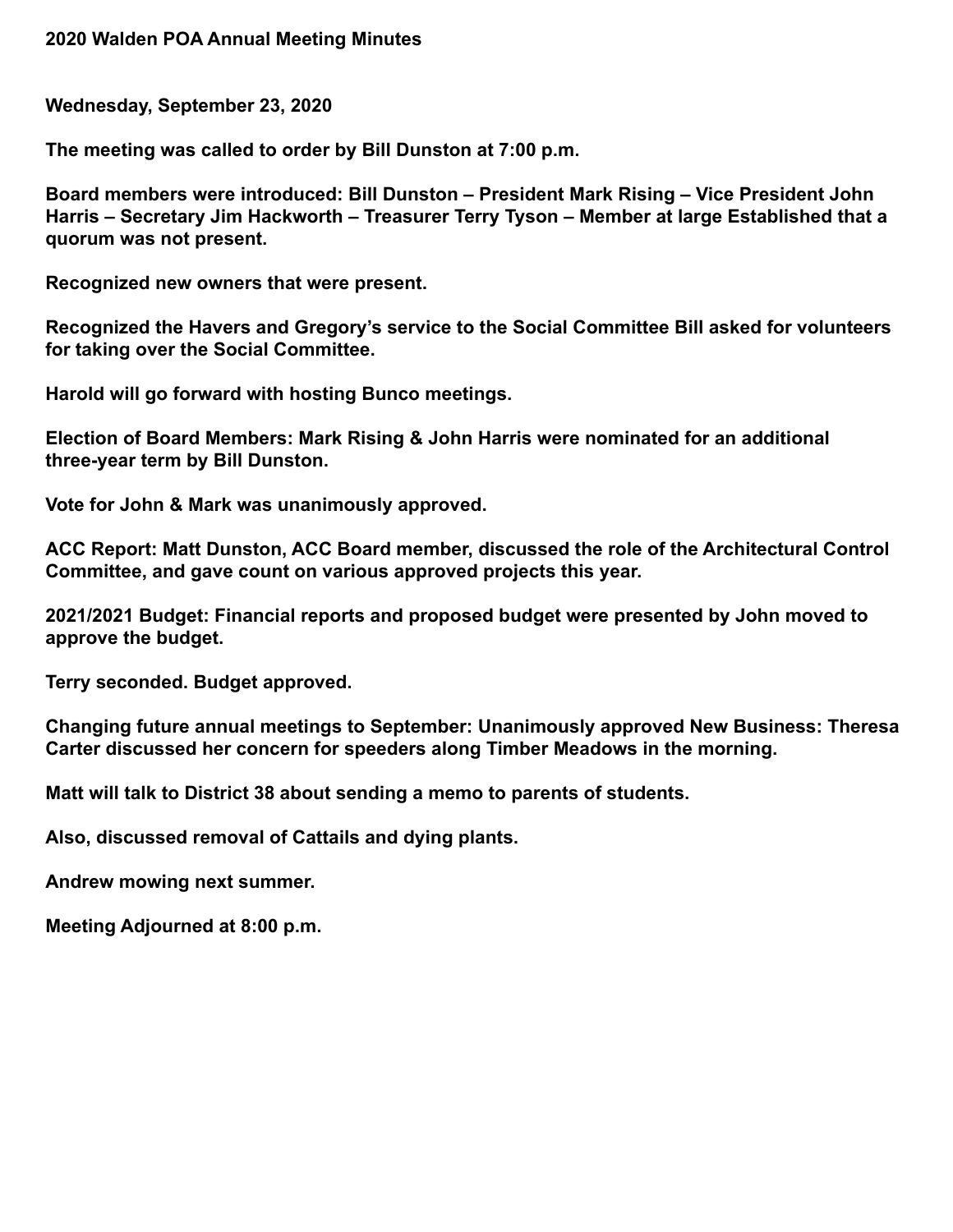**2020 Walden POA Annual Meeting Minutes**

**Wednesday, September 23, 2020**

**The meeting was called to order by Bill Dunston at 7:00 p.m.**

**Board members were introduced: Bill Dunston – President Mark Rising – Vice President John Harris – Secretary Jim Hackworth – Treasurer Terry Tyson – Member at large Established that a quorum was not present.**

**Recognized new owners that were present.**

**Recognized the Havers and Gregory's service to the Social Committee Bill asked for volunteers for taking over the Social Committee.**

**Harold will go forward with hosting Bunco meetings.**

**Election of Board Members: Mark Rising & John Harris were nominated for an additional three-year term by Bill Dunston.**

**Vote for John & Mark was unanimously approved.**

**ACC Report: Matt Dunston, ACC Board member, discussed the role of the Architectural Control Committee, and gave count on various approved projects this year.**

**2021/2021 Budget: Financial reports and proposed budget were presented by John moved to approve the budget.**

**Terry seconded. Budget approved.**

**Changing future annual meetings to September: Unanimously approved New Business: Theresa Carter discussed her concern for speeders along Timber Meadows in the morning.**

**Matt will talk to District 38 about sending a memo to parents of students.**

**Also, discussed removal of Cattails and dying plants.**

**Andrew mowing next summer.**

**Meeting Adjourned at 8:00 p.m.**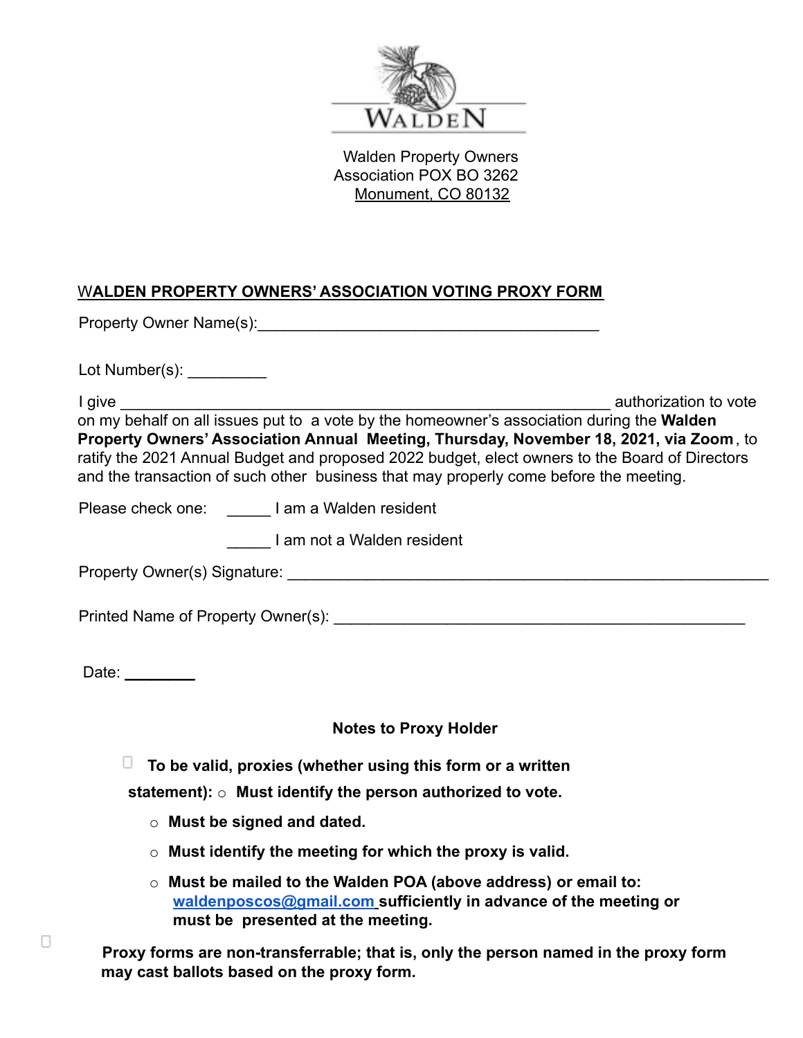WALDEN

Walden Property Owners
Association POX BO 3262
Monument, CO 80132

## WALDEN PROPERTY OWNERS' ASSOCIATION VOTING PROXY FORM

Property Owner Name(s):________________________________________

Lot Number(s): _________

I give __________________________________________________________ authorization to vote on my behalf on all issues put to a vote by the homeowner's association during the **Walden Property Owners' Association Annual Meeting, Thursday, November 18, 2021, via Zoom**, to ratify the 2021 Annual Budget and proposed 2022 budget, elect owners to the Board of Directors and the transaction of such other business that may properly come before the meeting.

Please check one: _____ I am a Walden resident

_____ I am not a Walden resident

Property Owner(s) Signature: ________________________________________________________

Printed Name of Property Owner(s): ________________________________________________

Date: ________

**Notes to Proxy Holder**

- **To be valid, proxies (whether using this form or a written statement):**
  - **Must identify the person authorized to vote.**
  - **Must be signed and dated.**
  - **Must identify the meeting for which the proxy is valid.**
  - **Must be mailed to the Walden POA (above address) or email to: waldenposcos@gmail.com sufficiently in advance of the meeting or must be presented at the meeting.**

**Proxy forms are non-transferrable; that is, only the person named in the proxy form may cast ballots based on the proxy form.**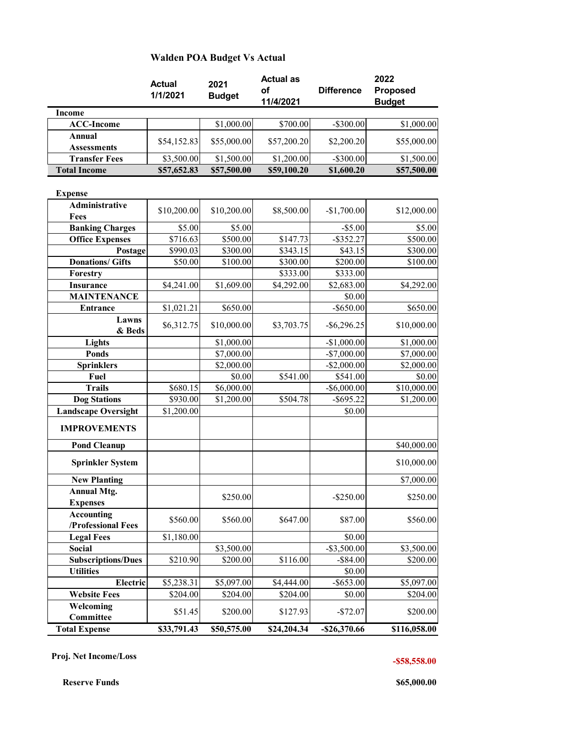# Walden POA Budget Vs Actual

| | Actual 1/1/2021 | 2021 Budget | Actual as of 11/4/2021 | Difference | 2022 Proposed Budget |
|---|---|---|---|---|---|
| **Income** | | | | | |
| **ACC-Income** | | $1,000.00 | $700.00 | -$300.00 | $1,000.00 |
| **Annual Assessments** | $54,152.83 | $55,000.00 | $57,200.20 | $2,200.20 | $55,000.00 |
| **Transfer Fees** | $3,500.00 | $1,500.00 | $1,200.00 | -$300.00 | $1,500.00 |
| **Total Income** | **$57,652.83** | **$57,500.00** | **$59,100.20** | **$1,600.20** | **$57,500.00** |
| | | | | | |
| **Expense** | | | | | |
| **Administrative Fees** | $10,200.00 | $10,200.00 | $8,500.00 | -$1,700.00 | $12,000.00 |
| **Banking Charges** | $5.00 | $5.00 | | -$5.00 | $5.00 |
| **Office Expenses** | $716.63 | $500.00 | $147.73 | -$352.27 | $500.00 |
| **Postage** | $990.03 | $300.00 | $343.15 | $43.15 | $300.00 |
| **Donations/ Gifts** | $50.00 | $100.00 | $300.00 | $200.00 | $100.00 |
| **Forestry** | | | $333.00 | $333.00 | |
| **Insurance** | $4,241.00 | $1,609.00 | $4,292.00 | $2,683.00 | $4,292.00 |
| **MAINTENANCE** | | | | $0.00 | |
| **Entrance** | $1,021.21 | $650.00 | | -$650.00 | $650.00 |
| **Lawns & Beds** | $6,312.75 | $10,000.00 | $3,703.75 | -$6,296.25 | $10,000.00 |
| **Lights** | | $1,000.00 | | -$1,000.00 | $1,000.00 |
| **Ponds** | | $7,000.00 | | -$7,000.00 | $7,000.00 |
| **Sprinklers** | | $2,000.00 | | -$2,000.00 | $2,000.00 |
| **Fuel** | | $0.00 | $541.00 | $541.00 | $0.00 |
| **Trails** | $680.15 | $6,000.00 | | -$6,000.00 | $10,000.00 |
| **Dog Stations** | $930.00 | $1,200.00 | $504.78 | -$695.22 | $1,200.00 |
| **Landscape Oversight** | $1,200.00 | | | $0.00 | |
| **IMPROVEMENTS** | | | | | |
| **Pond Cleanup** | | | | | $40,000.00 |
| **Sprinkler System** | | | | | $10,000.00 |
| **New Planting** | | | | | $7,000.00 |
| **Annual Mtg. Expenses** | | $250.00 | | -$250.00 | $250.00 |
| **Accounting /Professional Fees** | $560.00 | $560.00 | $647.00 | $87.00 | $560.00 |
| **Legal Fees** | $1,180.00 | | | $0.00 | |
| **Social** | | $3,500.00 | | -$3,500.00 | $3,500.00 |
| **Subscriptions/Dues** | $210.90 | $200.00 | $116.00 | -$84.00 | $200.00 |
| **Utilities** | | | | $0.00 | |
| **Electric** | $5,238.31 | $5,097.00 | $4,444.00 | -$653.00 | $5,097.00 |
| **Website Fees** | $204.00 | $204.00 | $204.00 | $0.00 | $204.00 |
| **Welcoming Committee** | $51.45 | $200.00 | $127.93 | -$72.07 | $200.00 |
| **Total Expense** | **$33,791.43** | **$50,575.00** | **$24,204.34** | **-$26,370.66** | **$116,058.00** |
| | | | | | |
| **Proj. Net Income/Loss** | | | | | **-$58,558.00** |
| **Reserve Funds** | | | | | **$65,000.00** |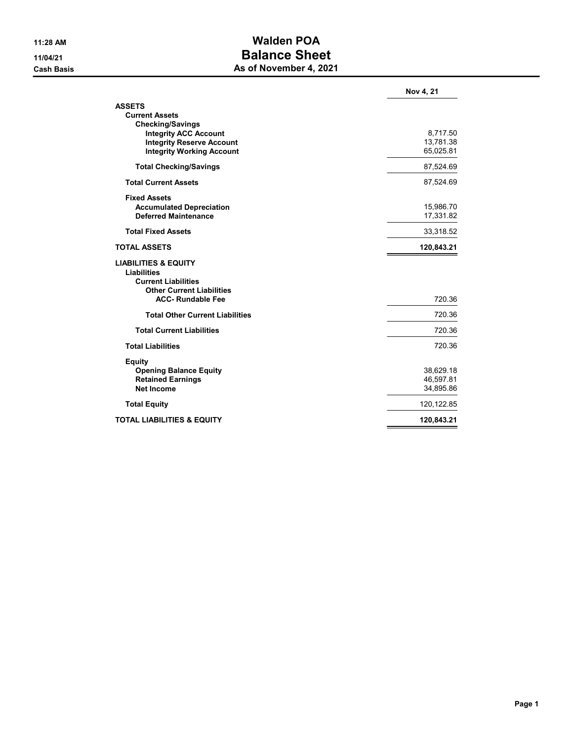11:28 AM
11/04/21
Cash Basis

# Walden POA
## Balance Sheet
### As of November 4, 2021

| | Nov 4, 21 |
|---|---|
| **ASSETS** | |
| **Current Assets** | |
| **Checking/Savings** | |
| **Integrity ACC Account** | 8,717.50 |
| **Integrity Reserve Account** | 13,781.38 |
| **Integrity Working Account** | 65,025.81 |
| **Total Checking/Savings** | 87,524.69 |
| **Total Current Assets** | 87,524.69 |
| **Fixed Assets** | |
| **Accumulated Depreciation** | 15,986.70 |
| **Deferred Maintenance** | 17,331.82 |
| **Total Fixed Assets** | 33,318.52 |
| **TOTAL ASSETS** | **120,843.21** |
| **LIABILITIES & EQUITY** | |
| **Liabilities** | |
| **Current Liabilities** | |
| **Other Current Liabilities** | |
| **ACC- Rundable Fee** | 720.36 |
| **Total Other Current Liabilities** | 720.36 |
| **Total Current Liabilities** | 720.36 |
| **Total Liabilities** | 720.36 |
| **Equity** | |
| **Opening Balance Equity** | 38,629.18 |
| **Retained Earnings** | 46,597.81 |
| **Net Income** | 34,895.86 |
| **Total Equity** | 120,122.85 |
| **TOTAL LIABILITIES & EQUITY** | **120,843.21** |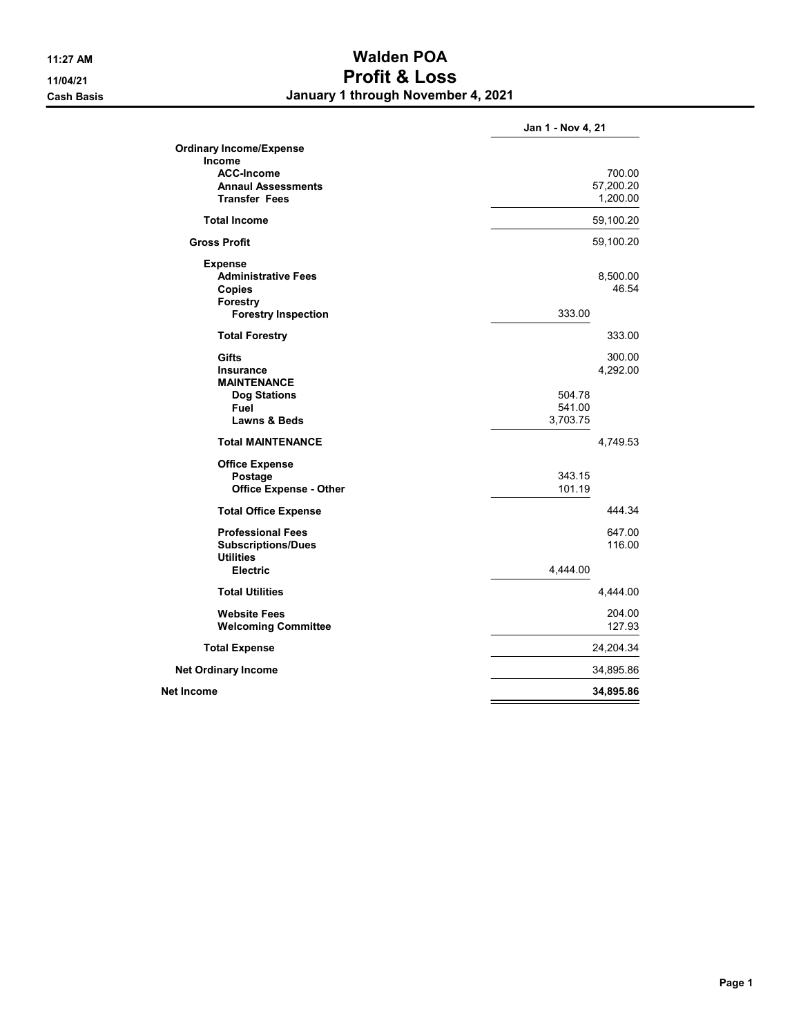11:27 AM
11/04/21
Cash Basis

# Walden POA
# Profit & Loss
## January 1 through November 4, 2021

| | | Jan 1 - Nov 4, 21 |
|---|---|---|
| **Ordinary Income/Expense** | | |
| **Income** | | |
| **ACC-Income** | | 700.00 |
| **Annaul Assessments** | | 57,200.20 |
| **Transfer Fees** | | 1,200.00 |
| **Total Income** | | 59,100.20 |
| **Gross Profit** | | 59,100.20 |
| **Expense** | | |
| **Administrative Fees** | | 8,500.00 |
| **Copies** | | 46.54 |
| **Forestry** | | |
| **Forestry Inspection** | 333.00 | |
| **Total Forestry** | | 333.00 |
| **Gifts** | | 300.00 |
| **Insurance** | | 4,292.00 |
| **MAINTENANCE** | | |
| **Dog Stations** | 504.78 | |
| **Fuel** | 541.00 | |
| **Lawns & Beds** | 3,703.75 | |
| **Total MAINTENANCE** | | 4,749.53 |
| **Office Expense** | | |
| **Postage** | 343.15 | |
| **Office Expense - Other** | 101.19 | |
| **Total Office Expense** | | 444.34 |
| **Professional Fees** | | 647.00 |
| **Subscriptions/Dues** | | 116.00 |
| **Utilities** | | |
| **Electric** | 4,444.00 | |
| **Total Utilities** | | 4,444.00 |
| **Website Fees** | | 204.00 |
| **Welcoming Committee** | | 127.93 |
| **Total Expense** | | 24,204.34 |
| **Net Ordinary Income** | | 34,895.86 |
| **Net Income** | | **34,895.86** |